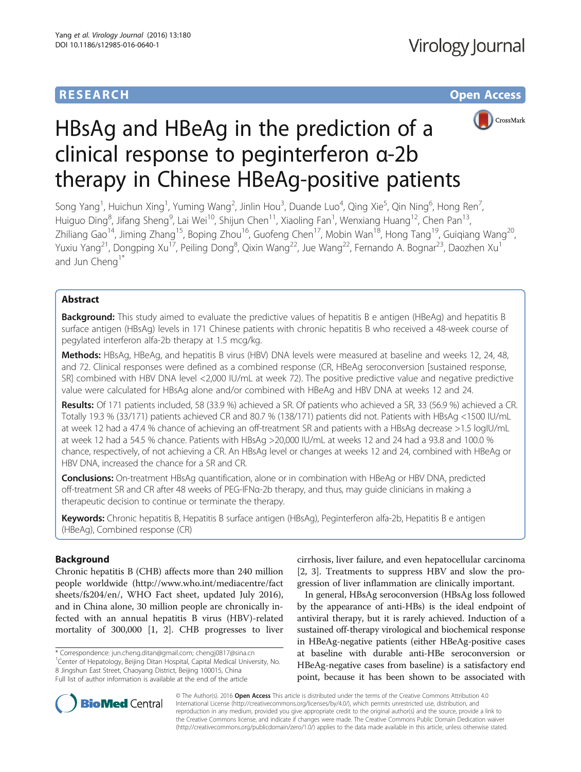**RESEARCH** **Open Access**

# HBsAg and HBeAg in the prediction of a clinical response to peginterferon α-2b therapy in Chinese HBeAg-positive patients

Song Yang[1], Huichun Xing[1], Yuming Wang[2], Jinlin Hou[3], Duande Luo[4], Qing Xie[5], Qin Ning[6], Hong Ren[7], Huiguo Ding[8], Jifang Sheng[9], Lai Wei[10], Shijun Chen[11], Xiaoling Fan[1], Wenxiang Huang[12], Chen Pan[13], Zhiliang Gao[14], Jiming Zhang[15], Boping Zhou[16], Guofeng Chen[17], Mobin Wan[18], Hong Tang[19], Guiqiang Wang[20], Yuxiu Yang[21], Dongping Xu[17], Peiling Dong[8], Qixin Wang[22], Jue Wang[22], Fernando A. Bognar[23], Daozhen Xu[1] and Jun Cheng[1*]

## Abstract

**Background:** This study aimed to evaluate the predictive values of hepatitis B e antigen (HBeAg) and hepatitis B surface antigen (HBsAg) levels in 171 Chinese patients with chronic hepatitis B who received a 48-week course of pegylated interferon alfa-2b therapy at 1.5 mcg/kg.

**Methods:** HBsAg, HBeAg, and hepatitis B virus (HBV) DNA levels were measured at baseline and weeks 12, 24, 48, and 72. Clinical responses were defined as a combined response (CR, HBeAg seroconversion [sustained response, SR] combined with HBV DNA level <2,000 IU/mL at week 72). The positive predictive value and negative predictive value were calculated for HBsAg alone and/or combined with HBeAg and HBV DNA at weeks 12 and 24.

**Results:** Of 171 patients included, 58 (33.9 %) achieved a SR. Of patients who achieved a SR, 33 (56.9 %) achieved a CR. Totally 19.3 % (33/171) patients achieved CR and 80.7 % (138/171) patients did not. Patients with HBsAg <1500 IU/mL at week 12 had a 47.4 % chance of achieving an off-treatment SR and patients with a HBsAg decrease >1.5 logIU/mL at week 12 had a 54.5 % chance. Patients with HBsAg >20,000 IU/mL at weeks 12 and 24 had a 93.8 and 100.0 % chance, respectively, of not achieving a CR. An HBsAg level or changes at weeks 12 and 24, combined with HBeAg or HBV DNA, increased the chance for a SR and CR.

**Conclusions:** On-treatment HBsAg quantification, alone or in combination with HBeAg or HBV DNA, predicted off-treatment SR and CR after 48 weeks of PEG-IFNα-2b therapy, and thus, may guide clinicians in making a therapeutic decision to continue or terminate the therapy.

**Keywords:** Chronic hepatitis B, Hepatitis B surface antigen (HBsAg), Peginterferon alfa-2b, Hepatitis B e antigen (HBeAg), Combined response (CR)

## Background

Chronic hepatitis B (CHB) affects more than 240 million people worldwide (http://www.who.int/mediacentre/factsheets/fs204/en/, WHO Fact sheet, updated July 2016), and in China alone, 30 million people are chronically infected with an annual hepatitis B virus (HBV)-related mortality of 300,000 [1, 2]. CHB progresses to liver cirrhosis, liver failure, and even hepatocellular carcinoma [2, 3]. Treatments to suppress HBV and slow the progression of liver inflammation are clinically important.

In general, HBsAg seroconversion (HBsAg loss followed by the appearance of anti-HBs) is the ideal endpoint of antiviral therapy, but it is rarely achieved. Induction of a sustained off-therapy virological and biochemical response in HBeAg-negative patients (either HBeAg-positive cases at baseline with durable anti-HBe seroconversion or HBeAg-negative cases from baseline) is a satisfactory end point, because it has been shown to be associated with

\* Correspondence: jun.cheng.ditan@gmail.com; chengj0817@sina.cn
[1]Center of Hepatology, Beijing Ditan Hospital, Capital Medical University, No. 8 Jingshun East Street, Chaoyang District, Beijing 100015, China
Full list of author information is available at the end of the article

© The Author(s). 2016 **Open Access** This article is distributed under the terms of the Creative Commons Attribution 4.0 International License (http://creativecommons.org/licenses/by/4.0/), which permits unrestricted use, distribution, and reproduction in any medium, provided you give appropriate credit to the original author(s) and the source, provide a link to the Creative Commons license, and indicate if changes were made. The Creative Commons Public Domain Dedication waiver (http://creativecommons.org/publicdomain/zero/1.0/) applies to the data made available in this article, unless otherwise stated.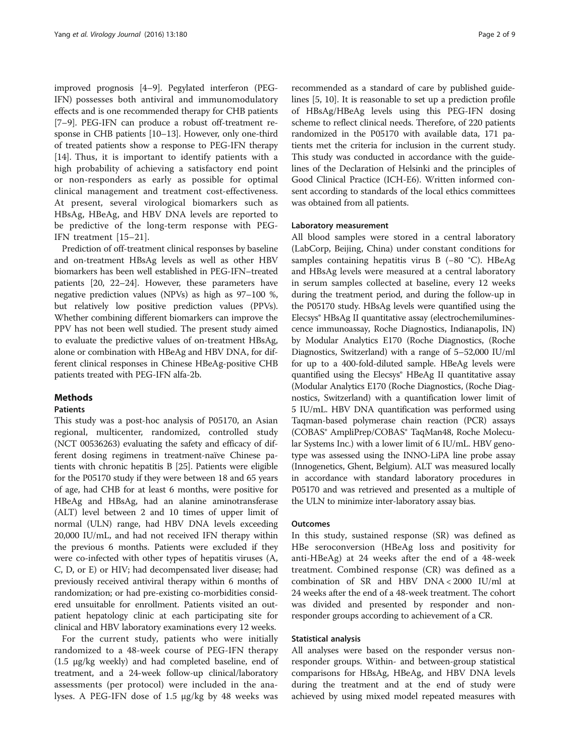improved prognosis [4–9]. Pegylated interferon (PEG-IFN) possesses both antiviral and immunomodulatory effects and is one recommended therapy for CHB patients [7–9]. PEG-IFN can produce a robust off-treatment response in CHB patients [10–13]. However, only one-third of treated patients show a response to PEG-IFN therapy [14]. Thus, it is important to identify patients with a high probability of achieving a satisfactory end point or non-responders as early as possible for optimal clinical management and treatment cost-effectiveness. At present, several virological biomarkers such as HBsAg, HBeAg, and HBV DNA levels are reported to be predictive of the long-term response with PEG-IFN treatment [15–21].

Prediction of off-treatment clinical responses by baseline and on-treatment HBsAg levels as well as other HBV biomarkers has been well established in PEG-IFN–treated patients [20, 22–24]. However, these parameters have negative prediction values (NPVs) as high as 97–100 %, but relatively low positive prediction values (PPVs). Whether combining different biomarkers can improve the PPV has not been well studied. The present study aimed to evaluate the predictive values of on-treatment HBsAg, alone or combination with HBeAg and HBV DNA, for different clinical responses in Chinese HBeAg-positive CHB patients treated with PEG-IFN alfa-2b.

## Methods

### Patients

This study was a post-hoc analysis of P05170, an Asian regional, multicenter, randomized, controlled study (NCT 00536263) evaluating the safety and efficacy of different dosing regimens in treatment-naïve Chinese patients with chronic hepatitis B [25]. Patients were eligible for the P05170 study if they were between 18 and 65 years of age, had CHB for at least 6 months, were positive for HBeAg and HBsAg, had an alanine aminotransferase (ALT) level between 2 and 10 times of upper limit of normal (ULN) range, had HBV DNA levels exceeding 20,000 IU/mL, and had not received IFN therapy within the previous 6 months. Patients were excluded if they were co-infected with other types of hepatitis viruses (A, C, D, or E) or HIV; had decompensated liver disease; had previously received antiviral therapy within 6 months of randomization; or had pre-existing co-morbidities considered unsuitable for enrollment. Patients visited an outpatient hepatology clinic at each participating site for clinical and HBV laboratory examinations every 12 weeks.

For the current study, patients who were initially randomized to a 48-week course of PEG-IFN therapy (1.5 μg/kg weekly) and had completed baseline, end of treatment, and a 24-week follow-up clinical/laboratory assessments (per protocol) were included in the analyses. A PEG-IFN dose of 1.5 μg/kg by 48 weeks was recommended as a standard of care by published guidelines [5, 10]. It is reasonable to set up a prediction profile of HBsAg/HBeAg levels using this PEG-IFN dosing scheme to reflect clinical needs. Therefore, of 220 patients randomized in the P05170 with available data, 171 patients met the criteria for inclusion in the current study. This study was conducted in accordance with the guidelines of the Declaration of Helsinki and the principles of Good Clinical Practice (ICH-E6). Written informed consent according to standards of the local ethics committees was obtained from all patients.

### Laboratory measurement

All blood samples were stored in a central laboratory (LabCorp, Beijing, China) under constant conditions for samples containing hepatitis virus B (−80 °C). HBeAg and HBsAg levels were measured at a central laboratory in serum samples collected at baseline, every 12 weeks during the treatment period, and during the follow-up in the P05170 study. HBsAg levels were quantified using the Elecsys® HBsAg II quantitative assay (electrochemiluminescence immunoassay, Roche Diagnostics, Indianapolis, IN) by Modular Analytics E170 (Roche Diagnostics, (Roche Diagnostics, Switzerland) with a range of 5–52,000 IU/ml for up to a 400-fold-diluted sample. HBeAg levels were quantified using the Elecsys® HBeAg II quantitative assay (Modular Analytics E170 (Roche Diagnostics, (Roche Diagnostics, Switzerland) with a quantification lower limit of 5 IU/mL. HBV DNA quantification was performed using Taqman-based polymerase chain reaction (PCR) assays (COBAS® AmpliPrep/COBAS® TaqMan48, Roche Molecular Systems Inc.) with a lower limit of 6 IU/mL. HBV genotype was assessed using the INNO-LiPA line probe assay (Innogenetics, Ghent, Belgium). ALT was measured locally in accordance with standard laboratory procedures in P05170 and was retrieved and presented as a multiple of the ULN to minimize inter-laboratory assay bias.

### Outcomes

In this study, sustained response (SR) was defined as HBe seroconversion (HBeAg loss and positivity for anti-HBeAg) at 24 weeks after the end of a 48-week treatment. Combined response (CR) was defined as a combination of SR and HBV DNA < 2000 IU/ml at 24 weeks after the end of a 48-week treatment. The cohort was divided and presented by responder and non-responder groups according to achievement of a CR.

### Statistical analysis

All analyses were based on the responder versus non-responder groups. Within- and between-group statistical comparisons for HBsAg, HBeAg, and HBV DNA levels during the treatment and at the end of study were achieved by using mixed model repeated measures with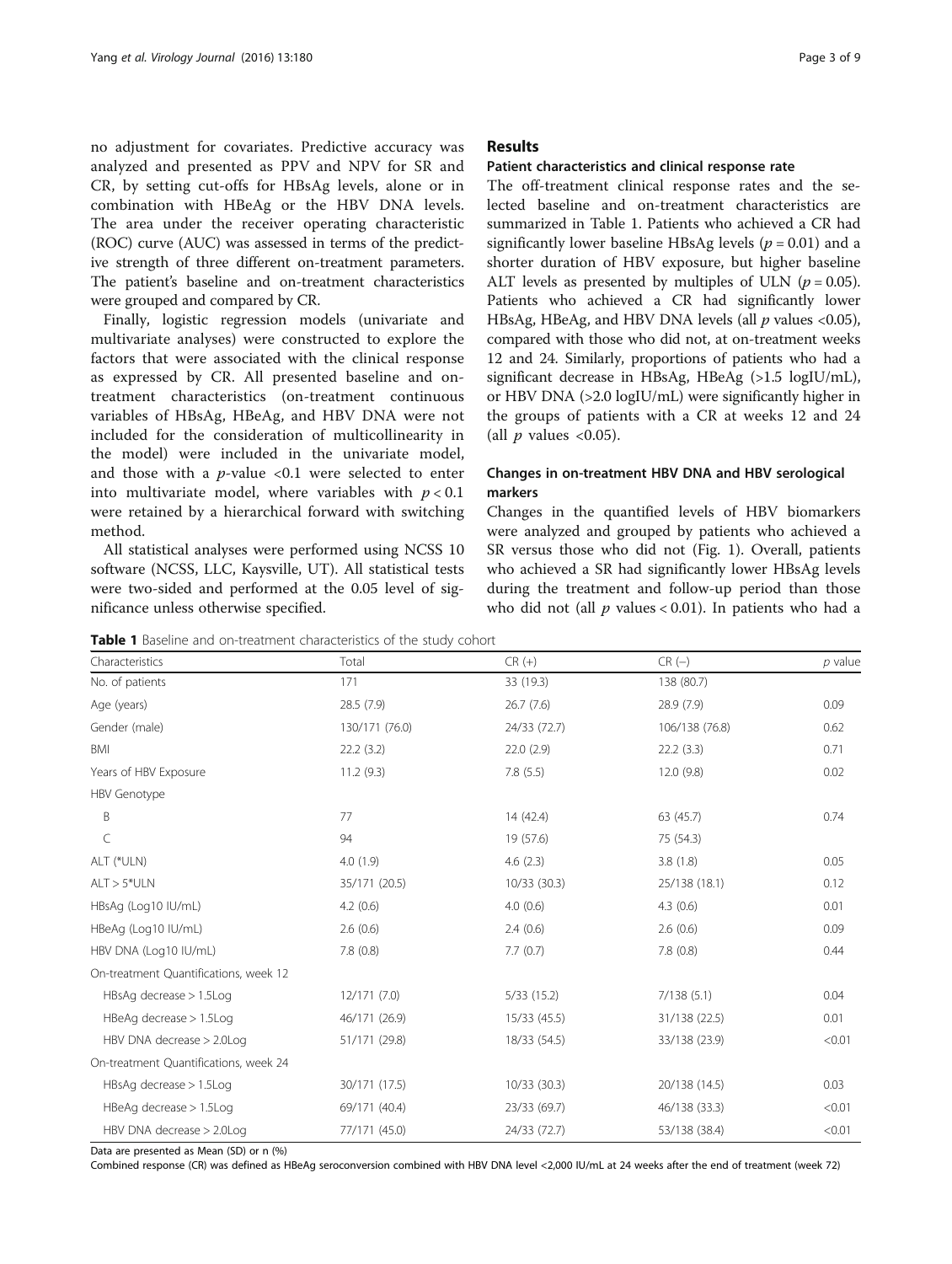no adjustment for covariates. Predictive accuracy was analyzed and presented as PPV and NPV for SR and CR, by setting cut-offs for HBsAg levels, alone or in combination with HBeAg or the HBV DNA levels. The area under the receiver operating characteristic (ROC) curve (AUC) was assessed in terms of the predictive strength of three different on-treatment parameters. The patient's baseline and on-treatment characteristics were grouped and compared by CR.

Finally, logistic regression models (univariate and multivariate analyses) were constructed to explore the factors that were associated with the clinical response as expressed by CR. All presented baseline and on-treatment characteristics (on-treatment continuous variables of HBsAg, HBeAg, and HBV DNA were not included for the consideration of multicollinearity in the model) were included in the univariate model, and those with a $p$-value <0.1 were selected to enter into multivariate model, where variables with $p < 0.1$ were retained by a hierarchical forward with switching method.

All statistical analyses were performed using NCSS 10 software (NCSS, LLC, Kaysville, UT). All statistical tests were two-sided and performed at the 0.05 level of significance unless otherwise specified.

## Results

### Patient characteristics and clinical response rate

The off-treatment clinical response rates and the selected baseline and on-treatment characteristics are summarized in Table 1. Patients who achieved a CR had significantly lower baseline HBsAg levels ($p = 0.01$) and a shorter duration of HBV exposure, but higher baseline ALT levels as presented by multiples of ULN ($p = 0.05$). Patients who achieved a CR had significantly lower HBsAg, HBeAg, and HBV DNA levels (all $p$ values <0.05), compared with those who did not, at on-treatment weeks 12 and 24. Similarly, proportions of patients who had a significant decrease in HBsAg, HBeAg (>1.5 logIU/mL), or HBV DNA (>2.0 logIU/mL) were significantly higher in the groups of patients with a CR at weeks 12 and 24 (all $p$ values <0.05).

### Changes in on-treatment HBV DNA and HBV serological markers

Changes in the quantified levels of HBV biomarkers were analyzed and grouped by patients who achieved a SR versus those who did not (Fig. 1). Overall, patients who achieved a SR had significantly lower HBsAg levels during the treatment and follow-up period than those who did not (all $p$ values < 0.01). In patients who had a

**Table 1** Baseline and on-treatment characteristics of the study cohort

| Characteristics | Total | CR (+) | CR (−) | $p$ value |
|---|---|---|---|---|
| No. of patients | 171 | 33 (19.3) | 138 (80.7) | |
| Age (years) | 28.5 (7.9) | 26.7 (7.6) | 28.9 (7.9) | 0.09 |
| Gender (male) | 130/171 (76.0) | 24/33 (72.7) | 106/138 (76.8) | 0.62 |
| BMI | 22.2 (3.2) | 22.0 (2.9) | 22.2 (3.3) | 0.71 |
| Years of HBV Exposure | 11.2 (9.3) | 7.8 (5.5) | 12.0 (9.8) | 0.02 |
| HBV Genotype | | | | |
| B | 77 | 14 (42.4) | 63 (45.7) | 0.74 |
| C | 94 | 19 (57.6) | 75 (54.3) | |
| ALT (*ULN) | 4.0 (1.9) | 4.6 (2.3) | 3.8 (1.8) | 0.05 |
| ALT > 5*ULN | 35/171 (20.5) | 10/33 (30.3) | 25/138 (18.1) | 0.12 |
| HBsAg (Log10 IU/mL) | 4.2 (0.6) | 4.0 (0.6) | 4.3 (0.6) | 0.01 |
| HBeAg (Log10 IU/mL) | 2.6 (0.6) | 2.4 (0.6) | 2.6 (0.6) | 0.09 |
| HBV DNA (Log10 IU/mL) | 7.8 (0.8) | 7.7 (0.7) | 7.8 (0.8) | 0.44 |
| On-treatment Quantifications, week 12 | | | | |
| HBsAg decrease > 1.5Log | 12/171 (7.0) | 5/33 (15.2) | 7/138 (5.1) | 0.04 |
| HBeAg decrease > 1.5Log | 46/171 (26.9) | 15/33 (45.5) | 31/138 (22.5) | 0.01 |
| HBV DNA decrease > 2.0Log | 51/171 (29.8) | 18/33 (54.5) | 33/138 (23.9) | <0.01 |
| On-treatment Quantifications, week 24 | | | | |
| HBsAg decrease > 1.5Log | 30/171 (17.5) | 10/33 (30.3) | 20/138 (14.5) | 0.03 |
| HBeAg decrease > 1.5Log | 69/171 (40.4) | 23/33 (69.7) | 46/138 (33.3) | <0.01 |
| HBV DNA decrease > 2.0Log | 77/171 (45.0) | 24/33 (72.7) | 53/138 (38.4) | <0.01 |

Data are presented as Mean (SD) or n (%)

Combined response (CR) was defined as HBeAg seroconversion combined with HBV DNA level <2,000 IU/mL at 24 weeks after the end of treatment (week 72)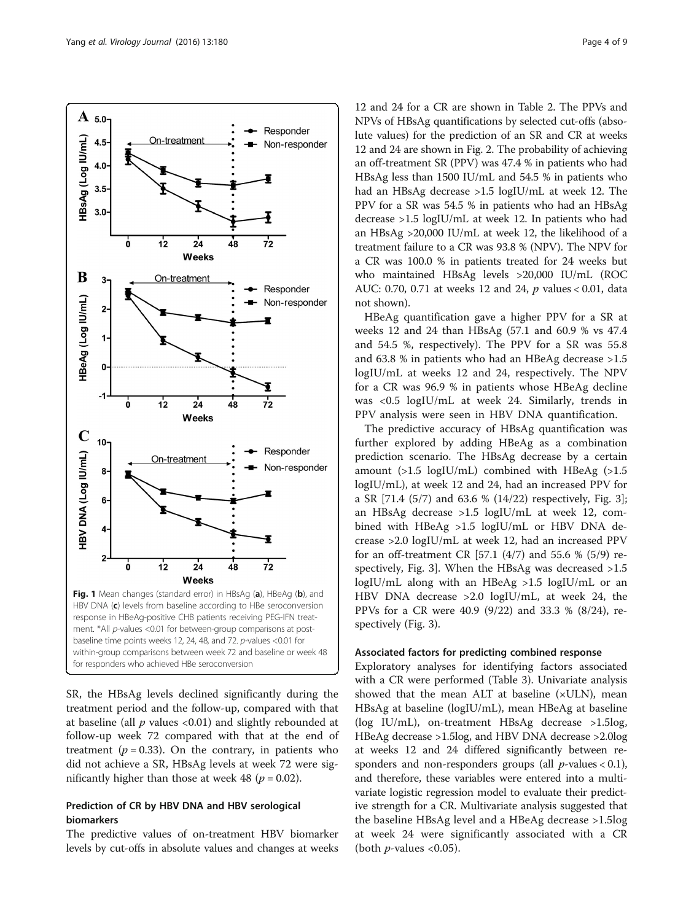Fig. 1 Mean changes (standard error) in HBsAg (**a**), HBeAg (**b**), and HBV DNA (**c**) levels from baseline according to HBe seroconversion response in HBeAg-positive CHB patients receiving PEG-IFN treatment. *All *p*-values <0.01 for between-group comparisons at post-baseline time points weeks 12, 24, 48, and 72. *p*-values <0.01 for within-group comparisons between week 72 and baseline or week 48 for responders who achieved HBe seroconversion

SR, the HBsAg levels declined significantly during the treatment period and the follow-up, compared with that at baseline (all $p$ values <0.01) and slightly rebounded at follow-up week 72 compared with that at the end of treatment ($p = 0.33$). On the contrary, in patients who did not achieve a SR, HBsAg levels at week 72 were significantly higher than those at week 48 ($p = 0.02$).

### Prediction of CR by HBV DNA and HBV serological biomarkers

The predictive values of on-treatment HBV biomarker levels by cut-offs in absolute values and changes at weeks 12 and 24 for a CR are shown in Table 2. The PPVs and NPVs of HBsAg quantifications by selected cut-offs (absolute values) for the prediction of an SR and CR at weeks 12 and 24 are shown in Fig. 2. The probability of achieving an off-treatment SR (PPV) was 47.4 % in patients who had HBsAg less than 1500 IU/mL and 54.5 % in patients who had an HBsAg decrease >1.5 logIU/mL at week 12. The PPV for a SR was 54.5 % in patients who had an HBsAg decrease >1.5 logIU/mL at week 12. In patients who had an HBsAg >20,000 IU/mL at week 12, the likelihood of a treatment failure to a CR was 93.8 % (NPV). The NPV for a CR was 100.0 % in patients treated for 24 weeks but who maintained HBsAg levels >20,000 IU/mL (ROC AUC: 0.70, 0.71 at weeks 12 and 24, $p$ values < 0.01, data not shown).

HBeAg quantification gave a higher PPV for a SR at weeks 12 and 24 than HBsAg (57.1 and 60.9 % vs 47.4 and 54.5 %, respectively). The PPV for a SR was 55.8 and 63.8 % in patients who had an HBeAg decrease >1.5 logIU/mL at weeks 12 and 24, respectively. The NPV for a CR was 96.9 % in patients whose HBeAg decline was <0.5 logIU/mL at week 24. Similarly, trends in PPV analysis were seen in HBV DNA quantification.

The predictive accuracy of HBsAg quantification was further explored by adding HBeAg as a combination prediction scenario. The HBsAg decrease by a certain amount (>1.5 logIU/mL) combined with HBeAg (>1.5 logIU/mL), at week 12 and 24, had an increased PPV for a SR [71.4 (5/7) and 63.6 % (14/22) respectively, Fig. 3]; an HBsAg decrease >1.5 logIU/mL at week 12, combined with HBeAg >1.5 logIU/mL or HBV DNA decrease >2.0 logIU/mL at week 12, had an increased PPV for an off-treatment CR [57.1 (4/7) and 55.6 % (5/9) respectively, Fig. 3]. When the HBsAg was decreased >1.5 logIU/mL along with an HBeAg >1.5 logIU/mL or an HBV DNA decrease >2.0 logIU/mL, at week 24, the PPVs for a CR were 40.9 (9/22) and 33.3 % (8/24), respectively (Fig. 3).

### Associated factors for predicting combined response

Exploratory analyses for identifying factors associated with a CR were performed (Table 3). Univariate analysis showed that the mean ALT at baseline (×ULN), mean HBsAg at baseline (logIU/mL), mean HBeAg at baseline (log IU/mL), on-treatment HBsAg decrease >1.5log, HBeAg decrease >1.5log, and HBV DNA decrease >2.0log at weeks 12 and 24 differed significantly between responders and non-responders groups (all $p$-values < 0.1), and therefore, these variables were entered into a multivariate logistic regression model to evaluate their predictive strength for a CR. Multivariate analysis suggested that the baseline HBsAg level and a HBeAg decrease >1.5log at week 24 were significantly associated with a CR (both $p$-values <0.05).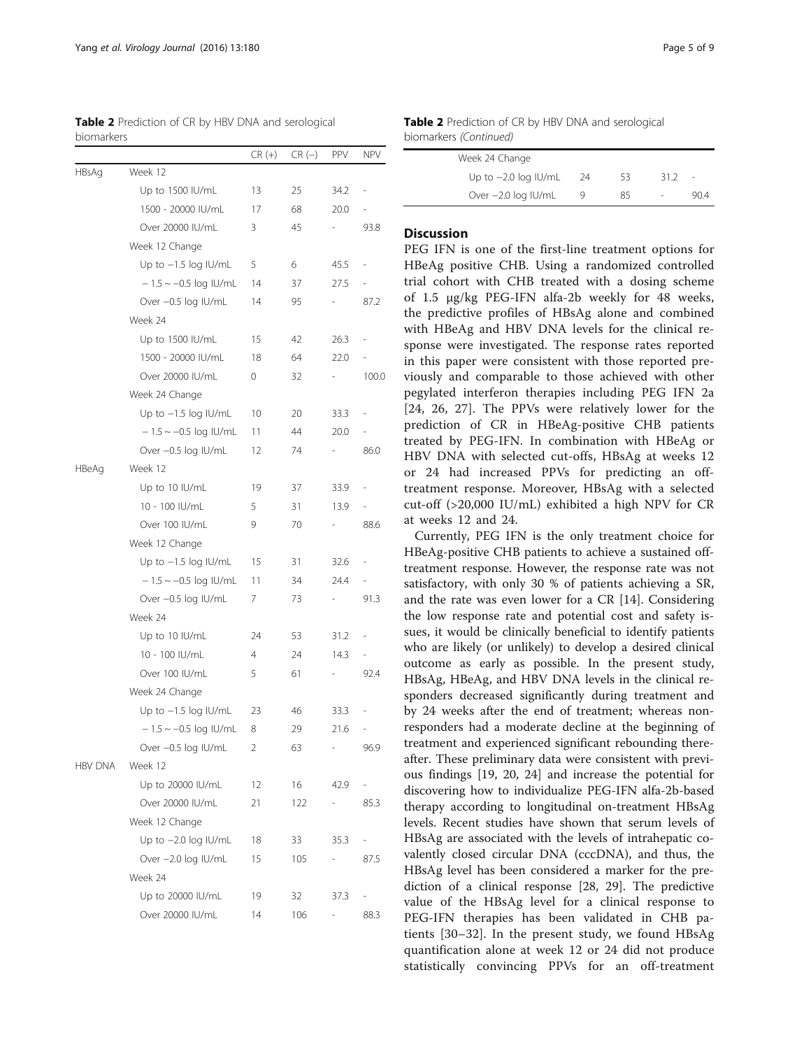**Table 2** Prediction of CR by HBV DNA and serological biomarkers

| | | CR (+) | CR (−) | PPV | NPV |
|---|---|---|---|---|---|
| HBsAg | Week 12 | | | | |
| | Up to 1500 IU/mL | 13 | 25 | 34.2 | - |
| | 1500 - 20000 IU/mL | 17 | 68 | 20.0 | - |
| | Over 20000 IU/mL | 3 | 45 | - | 93.8 |
| | Week 12 Change | | | | |
| | Up to −1.5 log IU/mL | 5 | 6 | 45.5 | - |
| | − 1.5 ~ −0.5 log IU/mL | 14 | 37 | 27.5 | - |
| | Over −0.5 log IU/mL | 14 | 95 | - | 87.2 |
| | Week 24 | | | | |
| | Up to 1500 IU/mL | 15 | 42 | 26.3 | - |
| | 1500 - 20000 IU/mL | 18 | 64 | 22.0 | - |
| | Over 20000 IU/mL | 0 | 32 | - | 100.0 |
| | Week 24 Change | | | | |
| | Up to −1.5 log IU/mL | 10 | 20 | 33.3 | - |
| | − 1.5 ~ −0.5 log IU/mL | 11 | 44 | 20.0 | - |
| | Over −0.5 log IU/mL | 12 | 74 | - | 86.0 |
| HBeAg | Week 12 | | | | |
| | Up to 10 IU/mL | 19 | 37 | 33.9 | - |
| | 10 - 100 IU/mL | 5 | 31 | 13.9 | - |
| | Over 100 IU/mL | 9 | 70 | - | 88.6 |
| | Week 12 Change | | | | |
| | Up to −1.5 log IU/mL | 15 | 31 | 32.6 | - |
| | − 1.5 ~ −0.5 log IU/mL | 11 | 34 | 24.4 | - |
| | Over −0.5 log IU/mL | 7 | 73 | - | 91.3 |
| | Week 24 | | | | |
| | Up to 10 IU/mL | 24 | 53 | 31.2 | - |
| | 10 - 100 IU/mL | 4 | 24 | 14.3 | - |
| | Over 100 IU/mL | 5 | 61 | - | 92.4 |
| | Week 24 Change | | | | |
| | Up to −1.5 log IU/mL | 23 | 46 | 33.3 | - |
| | − 1.5 ~ −0.5 log IU/mL | 8 | 29 | 21.6 | - |
| | Over −0.5 log IU/mL | 2 | 63 | - | 96.9 |
| HBV DNA | Week 12 | | | | |
| | Up to 20000 IU/mL | 12 | 16 | 42.9 | - |
| | Over 20000 IU/mL | 21 | 122 | - | 85.3 |
| | Week 12 Change | | | | |
| | Up to −2.0 log IU/mL | 18 | 33 | 35.3 | - |
| | Over −2.0 log IU/mL | 15 | 105 | - | 87.5 |
| | Week 24 | | | | |
| | Up to 20000 IU/mL | 19 | 32 | 37.3 | - |
| | Over 20000 IU/mL | 14 | 106 | - | 88.3 |
| | Week 24 Change | | | | |
| | Up to −2.0 log IU/mL | 24 | 53 | 31.2 | - |
| | Over −2.0 log IU/mL | 9 | 85 | - | 90.4 |

## Discussion

PEG IFN is one of the first-line treatment options for HBeAg positive CHB. Using a randomized controlled trial cohort with CHB treated with a dosing scheme of 1.5 μg/kg PEG-IFN alfa-2b weekly for 48 weeks, the predictive profiles of HBsAg alone and combined with HBeAg and HBV DNA levels for the clinical response were investigated. The response rates reported in this paper were consistent with those reported previously and comparable to those achieved with other pegylated interferon therapies including PEG IFN 2a [24, 26, 27]. The PPVs were relatively lower for the prediction of CR in HBeAg-positive CHB patients treated by PEG-IFN. In combination with HBeAg or HBV DNA with selected cut-offs, HBsAg at weeks 12 or 24 had increased PPVs for predicting an off-treatment response. Moreover, HBsAg with a selected cut-off (>20,000 IU/mL) exhibited a high NPV for CR at weeks 12 and 24.

Currently, PEG IFN is the only treatment choice for HBeAg-positive CHB patients to achieve a sustained off-treatment response. However, the response rate was not satisfactory, with only 30 % of patients achieving a SR, and the rate was even lower for a CR [14]. Considering the low response rate and potential cost and safety issues, it would be clinically beneficial to identify patients who are likely (or unlikely) to develop a desired clinical outcome as early as possible. In the present study, HBsAg, HBeAg, and HBV DNA levels in the clinical responders decreased significantly during treatment and by 24 weeks after the end of treatment; whereas non-responders had a moderate decline at the beginning of treatment and experienced significant rebounding thereafter. These preliminary data were consistent with previous findings [19, 20, 24] and increase the potential for discovering how to individualize PEG-IFN alfa-2b-based therapy according to longitudinal on-treatment HBsAg levels. Recent studies have shown that serum levels of HBsAg are associated with the levels of intrahepatic covalently closed circular DNA (cccDNA), and thus, the HBsAg level has been considered a marker for the prediction of a clinical response [28, 29]. The predictive value of the HBsAg level for a clinical response to PEG-IFN therapies has been validated in CHB patients [30–32]. In the present study, we found HBsAg quantification alone at week 12 or 24 did not produce statistically convincing PPVs for an off-treatment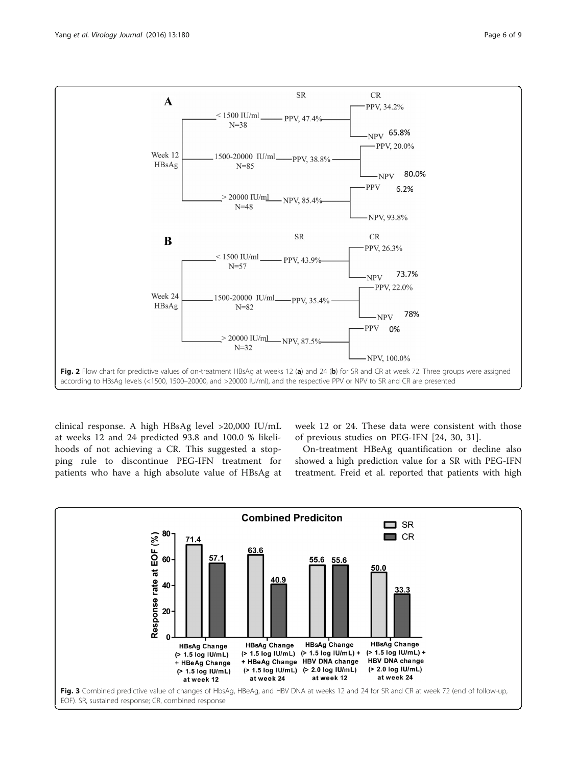**Fig. 2** Flow chart for predictive values of on-treatment HBsAg at weeks 12 (**a**) and 24 (**b**) for SR and CR at week 72. Three groups were assigned according to HBsAg levels (<1500, 1500–20000, and >20000 IU/ml), and the respective PPV or NPV to SR and CR are presented

clinical response. A high HBsAg level >20,000 IU/mL at weeks 12 and 24 predicted 93.8 and 100.0 % likelihoods of not achieving a CR. This suggested a stopping rule to discontinue PEG-IFN treatment for patients who have a high absolute value of HBsAg at week 12 or 24. These data were consistent with those of previous studies on PEG-IFN [24, 30, 31].

On-treatment HBeAg quantification or decline also showed a high prediction value for a SR with PEG-IFN treatment. Freid et al. reported that patients with high

**Fig. 3** Combined predictive value of changes of HbsAg, HBeAg, and HBV DNA at weeks 12 and 24 for SR and CR at week 72 (end of follow-up, EOF). SR, sustained response; CR, combined response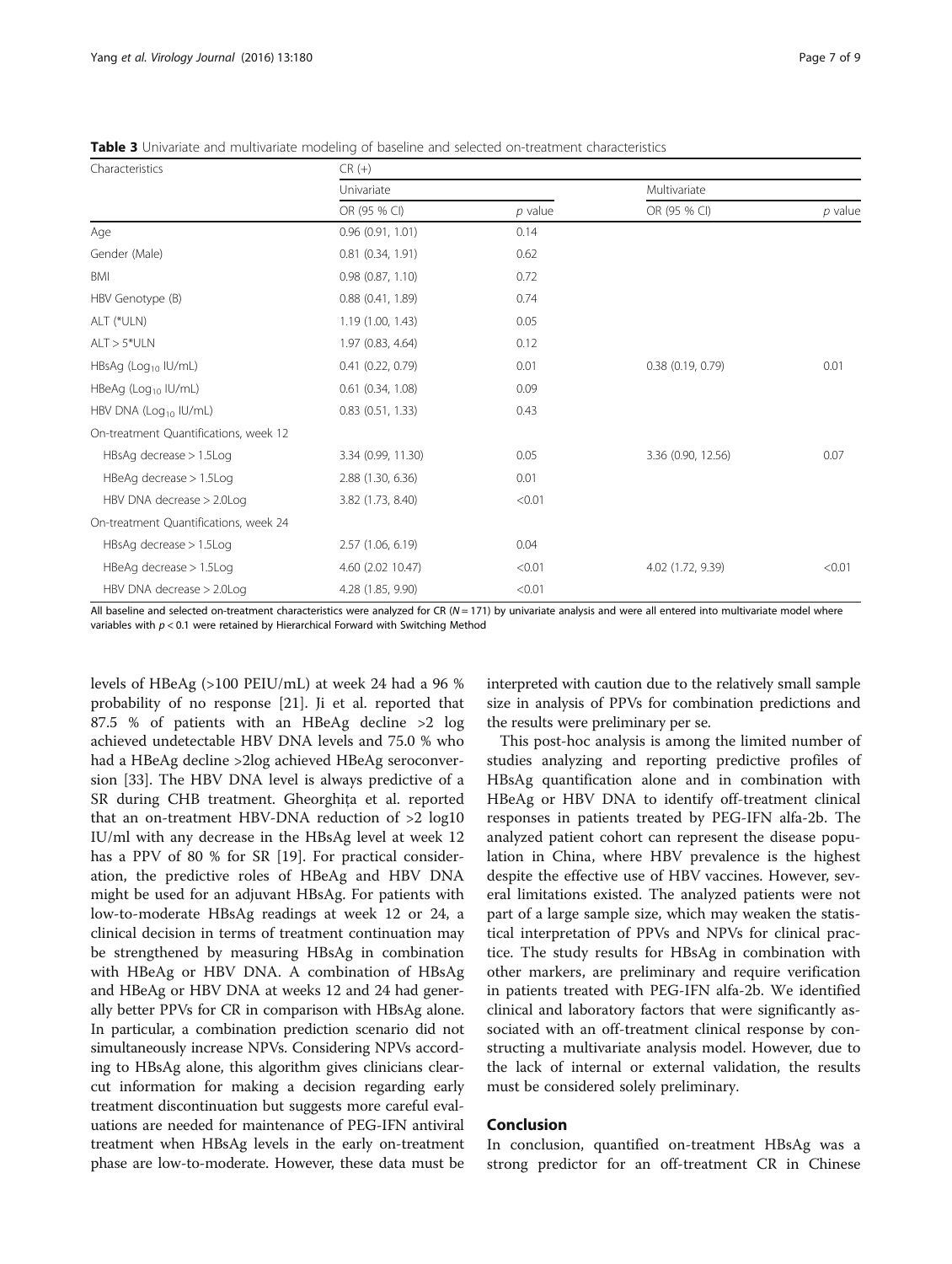**Table 3** Univariate and multivariate modeling of baseline and selected on-treatment characteristics

| Characteristics | CR (+) | | | |
|---|---|---|---|---|
| | Univariate | | Multivariate | |
| | OR (95 % CI) | *p* value | OR (95 % CI) | *p* value |
| Age | 0.96 (0.91, 1.01) | 0.14 | | |
| Gender (Male) | 0.81 (0.34, 1.91) | 0.62 | | |
| BMI | 0.98 (0.87, 1.10) | 0.72 | | |
| HBV Genotype (B) | 0.88 (0.41, 1.89) | 0.74 | | |
| ALT (*ULN) | 1.19 (1.00, 1.43) | 0.05 | | |
| ALT > 5*ULN | 1.97 (0.83, 4.64) | 0.12 | | |
| HBsAg ($Log_{10}$ IU/mL) | 0.41 (0.22, 0.79) | 0.01 | 0.38 (0.19, 0.79) | 0.01 |
| HBeAg ($Log_{10}$ IU/mL) | 0.61 (0.34, 1.08) | 0.09 | | |
| HBV DNA ($Log_{10}$ IU/mL) | 0.83 (0.51, 1.33) | 0.43 | | |
| On-treatment Quantifications, week 12 | | | | |
| HBsAg decrease > 1.5Log | 3.34 (0.99, 11.30) | 0.05 | 3.36 (0.90, 12.56) | 0.07 |
| HBeAg decrease > 1.5Log | 2.88 (1.30, 6.36) | 0.01 | | |
| HBV DNA decrease > 2.0Log | 3.82 (1.73, 8.40) | <0.01 | | |
| On-treatment Quantifications, week 24 | | | | |
| HBsAg decrease > 1.5Log | 2.57 (1.06, 6.19) | 0.04 | | |
| HBeAg decrease > 1.5Log | 4.60 (2.02 10.47) | <0.01 | 4.02 (1.72, 9.39) | <0.01 |
| HBV DNA decrease > 2.0Log | 4.28 (1.85, 9.90) | <0.01 | | |

All baseline and selected on-treatment characteristics were analyzed for CR ($N = 171$) by univariate analysis and were all entered into multivariate model where variables with $p < 0.1$ were retained by Hierarchical Forward with Switching Method

levels of HBeAg (>100 PEIU/mL) at week 24 had a 96 % probability of no response [21]. Ji et al. reported that 87.5 % of patients with an HBeAg decline >2 log achieved undetectable HBV DNA levels and 75.0 % who had a HBeAg decline >2log achieved HBeAg seroconversion [33]. The HBV DNA level is always predictive of a SR during CHB treatment. Gheorghiţa et al. reported that an on-treatment HBV-DNA reduction of >2 log10 IU/ml with any decrease in the HBsAg level at week 12 has a PPV of 80 % for SR [19]. For practical consideration, the predictive roles of HBeAg and HBV DNA might be used for an adjuvant HBsAg. For patients with low-to-moderate HBsAg readings at week 12 or 24, a clinical decision in terms of treatment continuation may be strengthened by measuring HBsAg in combination with HBeAg or HBV DNA. A combination of HBsAg and HBeAg or HBV DNA at weeks 12 and 24 had generally better PPVs for CR in comparison with HBsAg alone. In particular, a combination prediction scenario did not simultaneously increase NPVs. Considering NPVs according to HBsAg alone, this algorithm gives clinicians clear-cut information for making a decision regarding early treatment discontinuation but suggests more careful evaluations are needed for maintenance of PEG-IFN antiviral treatment when HBsAg levels in the early on-treatment phase are low-to-moderate. However, these data must be interpreted with caution due to the relatively small sample size in analysis of PPVs for combination predictions and the results were preliminary per se.

This post-hoc analysis is among the limited number of studies analyzing and reporting predictive profiles of HBsAg quantification alone and in combination with HBeAg or HBV DNA to identify off-treatment clinical responses in patients treated by PEG-IFN alfa-2b. The analyzed patient cohort can represent the disease population in China, where HBV prevalence is the highest despite the effective use of HBV vaccines. However, several limitations existed. The analyzed patients were not part of a large sample size, which may weaken the statistical interpretation of PPVs and NPVs for clinical practice. The study results for HBsAg in combination with other markers, are preliminary and require verification in patients treated with PEG-IFN alfa-2b. We identified clinical and laboratory factors that were significantly associated with an off-treatment clinical response by constructing a multivariate analysis model. However, due to the lack of internal or external validation, the results must be considered solely preliminary.

## Conclusion

In conclusion, quantified on-treatment HBsAg was a strong predictor for an off-treatment CR in Chinese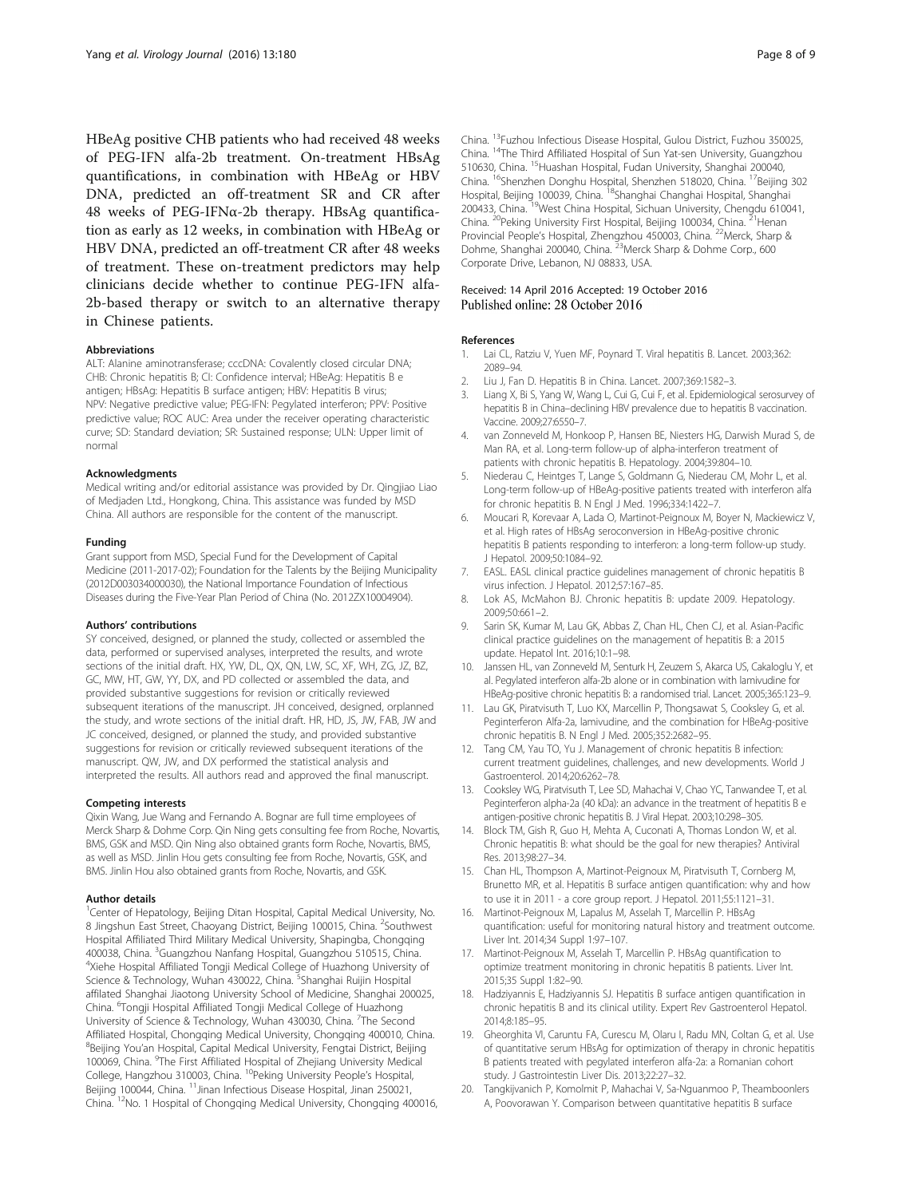HBeAg positive CHB patients who had received 48 weeks of PEG-IFN alfa-2b treatment. On-treatment HBsAg quantifications, in combination with HBeAg or HBV DNA, predicted an off-treatment SR and CR after 48 weeks of PEG-IFNα-2b therapy. HBsAg quantification as early as 12 weeks, in combination with HBeAg or HBV DNA, predicted an off-treatment CR after 48 weeks of treatment. These on-treatment predictors may help clinicians decide whether to continue PEG-IFN alfa-2b-based therapy or switch to an alternative therapy in Chinese patients.

#### Abbreviations

ALT: Alanine aminotransferase; cccDNA: Covalently closed circular DNA; CHB: Chronic hepatitis B; CI: Confidence interval; HBeAg: Hepatitis B e antigen; HBsAg: Hepatitis B surface antigen; HBV: Hepatitis B virus; NPV: Negative predictive value; PEG-IFN: Pegylated interferon; PPV: Positive predictive value; ROC AUC: Area under the receiver operating characteristic curve; SD: Standard deviation; SR: Sustained response; ULN: Upper limit of normal

#### Acknowledgments

Medical writing and/or editorial assistance was provided by Dr. Qingjiao Liao of Medjaden Ltd., Hongkong, China. This assistance was funded by MSD China. All authors are responsible for the content of the manuscript.

#### Funding

Grant support from MSD, Special Fund for the Development of Capital Medicine (2011-2017-02); Foundation for the Talents by the Beijing Municipality (2012D003034000030), the National Importance Foundation of Infectious Diseases during the Five-Year Plan Period of China (No. 2012ZX10004904).

#### Authors' contributions

SY conceived, designed, or planned the study, collected or assembled the data, performed or supervised analyses, interpreted the results, and wrote sections of the initial draft. HX, YW, DL, QX, QN, LW, SC, XF, WH, ZG, JZ, BZ, GC, MW, HT, GW, YY, DX, and PD collected or assembled the data, and provided substantive suggestions for revision or critically reviewed subsequent iterations of the manuscript. JH conceived, designed, orplanned the study, and wrote sections of the initial draft. HR, HD, JS, JW, FAB, JW and JC conceived, designed, or planned the study, and provided substantive suggestions for revision or critically reviewed subsequent iterations of the manuscript. QW, JW, and DX performed the statistical analysis and interpreted the results. All authors read and approved the final manuscript.

#### Competing interests

Qixin Wang, Jue Wang and Fernando A. Bognar are full time employees of Merck Sharp & Dohme Corp. Qin Ning gets consulting fee from Roche, Novartis, BMS, GSK and MSD. Qin Ning also obtained grants form Roche, Novartis, BMS, as well as MSD. Jinlin Hou gets consulting fee from Roche, Novartis, GSK, and BMS. Jinlin Hou also obtained grants from Roche, Novartis, and GSK.

#### Author details

[1]Center of Hepatology, Beijing Ditan Hospital, Capital Medical University, No. 8 Jingshun East Street, Chaoyang District, Beijing 100015, China. [2]Southwest Hospital Affiliated Third Military Medical University, Shapingba, Chongqing 400038, China. [3]Guangzhou Nanfang Hospital, Guangzhou 510515, China. [4]Xiehe Hospital Affiliated Tongji Medical College of Huazhong University of Science & Technology, Wuhan 430022, China. [5]Shanghai Ruijin Hospital affilated Shanghai Jiaotong University School of Medicine, Shanghai 200025, China. [6]Tongji Hospital Affiliated Tongji Medical College of Huazhong University of Science & Technology, Wuhan 430030, China. [7]The Second Affiliated Hospital, Chongqing Medical University, Chongqing 400010, China. [8]Beijing You'an Hospital, Capital Medical University, Fengtai District, Beijing 100069, China. [9]The First Affiliated Hospital of Zhejiang University Medical College, Hangzhou 310003, China. [10]Peking University People's Hospital, Beijing 100044, China. [11]Jinan Infectious Disease Hospital, Jinan 250021, China. [12]No. 1 Hospital of Chongqing Medical University, Chongqing 400016, China. [13]Fuzhou Infectious Disease Hospital, Gulou District, Fuzhou 350025, China. [14]The Third Affiliated Hospital of Sun Yat-sen University, Guangzhou 510630, China. [15]Huashan Hospital, Fudan University, Shanghai 200040, China. [16]Shenzhen Donghu Hospital, Shenzhen 518020, China. [17]Beijing 302 Hospital, Beijing 100039, China. [18]Shanghai Changhai Hospital, Shanghai 200433, China. [19]West China Hospital, Sichuan University, Chengdu 610041, China. [20]Peking University First Hospital, Beijing 100034, China. [21]Henan Provincial People's Hospital, Zhengzhou 450003, China. [22]Merck, Sharp & Dohme, Shanghai 200040, China. [23]Merck Sharp & Dohme Corp., 600 Corporate Drive, Lebanon, NJ 08833, USA.

Received: 14 April 2016 Accepted: 19 October 2016
Published online: 28 October 2016

#### References

1. Lai CL, Ratziu V, Yuen MF, Poynard T. Viral hepatitis B. Lancet. 2003;362: 2089–94.
2. Liu J, Fan D. Hepatitis B in China. Lancet. 2007;369:1582–3.
3. Liang X, Bi S, Yang W, Wang L, Cui G, Cui F, et al. Epidemiological serosurvey of hepatitis B in China–declining HBV prevalence due to hepatitis B vaccination. Vaccine. 2009;27:6550–7.
4. van Zonneveld M, Honkoop P, Hansen BE, Niesters HG, Darwish Murad S, de Man RA, et al. Long-term follow-up of alpha-interferon treatment of patients with chronic hepatitis B. Hepatology. 2004;39:804–10.
5. Niederau C, Heintges T, Lange S, Goldmann G, Niederau CM, Mohr L, et al. Long-term follow-up of HBeAg-positive patients treated with interferon alfa for chronic hepatitis B. N Engl J Med. 1996;334:1422–7.
6. Moucari R, Korevaar A, Lada O, Martinot-Peignoux M, Boyer N, Mackiewicz V, et al. High rates of HBsAg seroconversion in HBeAg-positive chronic hepatitis B patients responding to interferon: a long-term follow-up study. J Hepatol. 2009;50:1084–92.
7. EASL. EASL clinical practice guidelines management of chronic hepatitis B virus infection. J Hepatol. 2012;57:167–85.
8. Lok AS, McMahon BJ. Chronic hepatitis B: update 2009. Hepatology. 2009;50:661–2.
9. Sarin SK, Kumar M, Lau GK, Abbas Z, Chan HL, Chen CJ, et al. Asian-Pacific clinical practice guidelines on the management of hepatitis B: a 2015 update. Hepatol Int. 2016;10:1–98.
10. Janssen HL, van Zonneveld M, Senturk H, Zeuzem S, Akarca US, Cakaloglu Y, et al. Pegylated interferon alfa-2b alone or in combination with lamivudine for HBeAg-positive chronic hepatitis B: a randomised trial. Lancet. 2005;365:123–9.
11. Lau GK, Piratvisuth T, Luo KX, Marcellin P, Thongsawat S, Cooksley G, et al. Peginterferon Alfa-2a, lamivudine, and the combination for HBeAg-positive chronic hepatitis B. N Engl J Med. 2005;352:2682–95.
12. Tang CM, Yau TO, Yu J. Management of chronic hepatitis B infection: current treatment guidelines, challenges, and new developments. World J Gastroenterol. 2014;20:6262–78.
13. Cooksley WG, Piratvisuth T, Lee SD, Mahachai V, Chao YC, Tanwandee T, et al. Peginterferon alpha-2a (40 kDa): an advance in the treatment of hepatitis B e antigen-positive chronic hepatitis B. J Viral Hepat. 2003;10:298–305.
14. Block TM, Gish R, Guo H, Mehta A, Cuconati A, Thomas London W, et al. Chronic hepatitis B: what should be the goal for new therapies? Antiviral Res. 2013;98:27–34.
15. Chan HL, Thompson A, Martinot-Peignoux M, Piratvisuth T, Cornberg M, Brunetto MR, et al. Hepatitis B surface antigen quantification: why and how to use it in 2011 - a core group report. J Hepatol. 2011;55:1121–31.
16. Martinot-Peignoux M, Lapalus M, Asselah T, Marcellin P. HBsAg quantification: useful for monitoring natural history and treatment outcome. Liver Int. 2014;34 Suppl 1:97–107.
17. Martinot-Peignoux M, Asselah T, Marcellin P. HBsAg quantification to optimize treatment monitoring in chronic hepatitis B patients. Liver Int. 2015;35 Suppl 1:82–90.
18. Hadziyannis E, Hadziyannis SJ. Hepatitis B surface antigen quantification in chronic hepatitis B and its clinical utility. Expert Rev Gastroenterol Hepatol. 2014;8:185–95.
19. Gheorghita VI, Caruntu FA, Curescu M, Olaru I, Radu MN, Coltan G, et al. Use of quantitative serum HBsAg for optimization of therapy in chronic hepatitis B patients treated with pegylated interferon alfa-2a: a Romanian cohort study. J Gastrointestin Liver Dis. 2013;22:27–32.
20. Tangkijvanich P, Komolmit P, Mahachai V, Sa-Nguanmoo P, Theamboonlers A, Poovorawan Y. Comparison between quantitative hepatitis B surface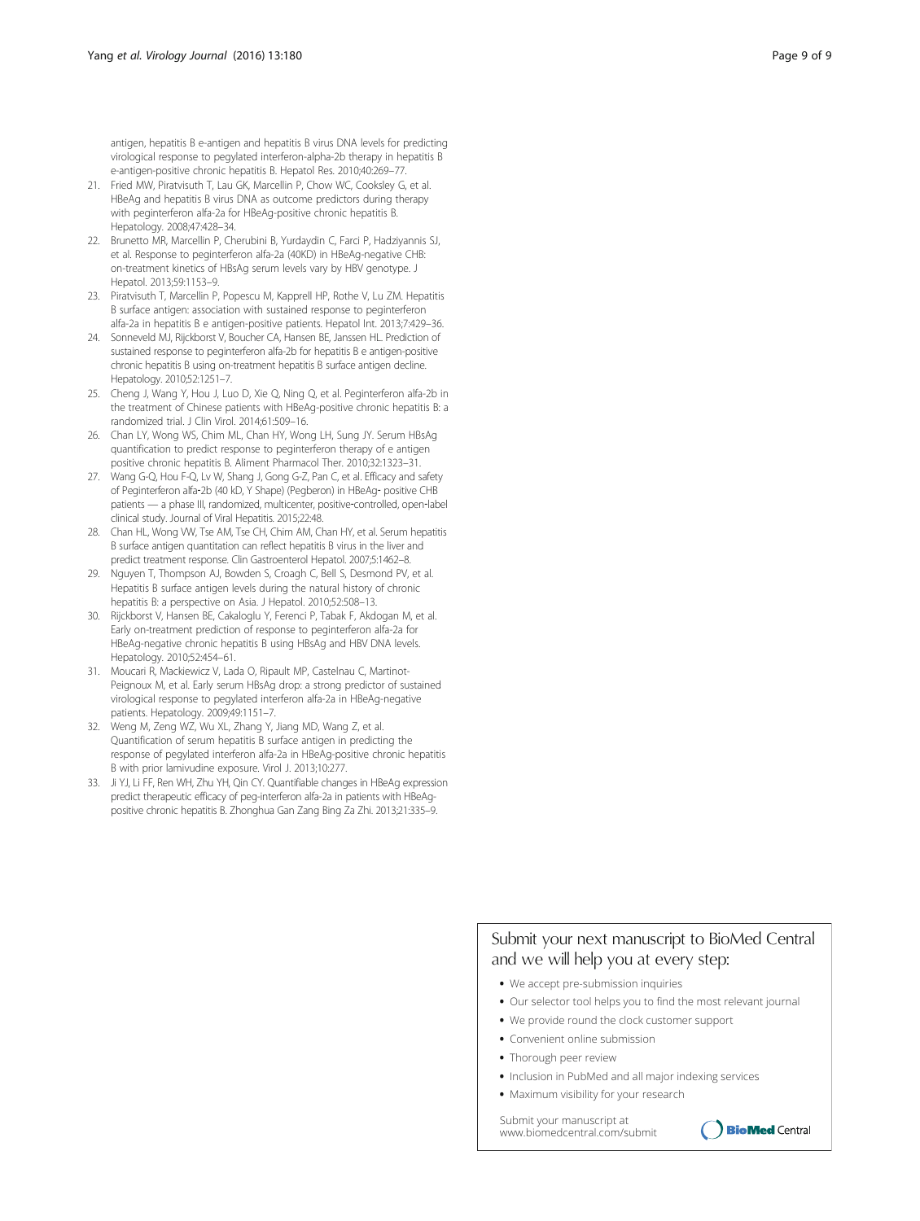antigen, hepatitis B e-antigen and hepatitis B virus DNA levels for predicting virological response to pegylated interferon-alpha-2b therapy in hepatitis B e-antigen-positive chronic hepatitis B. Hepatol Res. 2010;40:269–77.

21. Fried MW, Piratvisuth T, Lau GK, Marcellin P, Chow WC, Cooksley G, et al. HBeAg and hepatitis B virus DNA as outcome predictors during therapy with peginterferon alfa-2a for HBeAg-positive chronic hepatitis B. Hepatology. 2008;47:428–34.
22. Brunetto MR, Marcellin P, Cherubini B, Yurdaydin C, Farci P, Hadziyannis SJ, et al. Response to peginterferon alfa-2a (40KD) in HBeAg-negative CHB: on-treatment kinetics of HBsAg serum levels vary by HBV genotype. J Hepatol. 2013;59:1153–9.
23. Piratvisuth T, Marcellin P, Popescu M, Kapprell HP, Rothe V, Lu ZM. Hepatitis B surface antigen: association with sustained response to peginterferon alfa-2a in hepatitis B e antigen-positive patients. Hepatol Int. 2013;7:429–36.
24. Sonneveld MJ, Rijckborst V, Boucher CA, Hansen BE, Janssen HL. Prediction of sustained response to peginterferon alfa-2b for hepatitis B e antigen-positive chronic hepatitis B using on-treatment hepatitis B surface antigen decline. Hepatology. 2010;52:1251–7.
25. Cheng J, Wang Y, Hou J, Luo D, Xie Q, Ning Q, et al. Peginterferon alfa-2b in the treatment of Chinese patients with HBeAg-positive chronic hepatitis B: a randomized trial. J Clin Virol. 2014;61:509–16.
26. Chan LY, Wong WS, Chim ML, Chan HY, Wong LH, Sung JY. Serum HBsAg quantification to predict response to peginterferon therapy of e antigen positive chronic hepatitis B. Aliment Pharmacol Ther. 2010;32:1323–31.
27. Wang G-Q, Hou F-Q, Lv W, Shang J, Gong G-Z, Pan C, et al. Efficacy and safety of Peginterferon alfa-2b (40 kD, Y Shape) (Pegberon) in HBeAg- positive CHB patients — a phase III, randomized, multicenter, positive-controlled, open-label clinical study. Journal of Viral Hepatitis. 2015;22:48.
28. Chan HL, Wong VW, Tse AM, Tse CH, Chim AM, Chan HY, et al. Serum hepatitis B surface antigen quantitation can reflect hepatitis B virus in the liver and predict treatment response. Clin Gastroenterol Hepatol. 2007;5:1462–8.
29. Nguyen T, Thompson AJ, Bowden S, Croagh C, Bell S, Desmond PV, et al. Hepatitis B surface antigen levels during the natural history of chronic hepatitis B: a perspective on Asia. J Hepatol. 2010;52:508–13.
30. Rijckborst V, Hansen BE, Cakaloglu Y, Ferenci P, Tabak F, Akdogan M, et al. Early on-treatment prediction of response to peginterferon alfa-2a for HBeAg-negative chronic hepatitis B using HBsAg and HBV DNA levels. Hepatology. 2010;52:454–61.
31. Moucari R, Mackiewicz V, Lada O, Ripault MP, Castelnau C, Martinot-Peignoux M, et al. Early serum HBsAg drop: a strong predictor of sustained virological response to pegylated interferon alfa-2a in HBeAg-negative patients. Hepatology. 2009;49:1151–7.
32. Weng M, Zeng WZ, Wu XL, Zhang Y, Jiang MD, Wang Z, et al. Quantification of serum hepatitis B surface antigen in predicting the response of pegylated interferon alfa-2a in HBeAg-positive chronic hepatitis B with prior lamivudine exposure. Virol J. 2013;10:277.
33. Ji YJ, Li FF, Ren WH, Zhu YH, Qin CY. Quantifiable changes in HBeAg expression predict therapeutic efficacy of peg-interferon alfa-2a in patients with HBeAg-positive chronic hepatitis B. Zhonghua Gan Zang Bing Za Zhi. 2013;21:335–9.

Submit your next manuscript to BioMed Central and we will help you at every step:

- We accept pre-submission inquiries
- Our selector tool helps you to find the most relevant journal
- We provide round the clock customer support
- Convenient online submission
- Thorough peer review
- Inclusion in PubMed and all major indexing services
- Maximum visibility for your research

Submit your manuscript at
www.biomedcentral.com/submit

BioMed Central